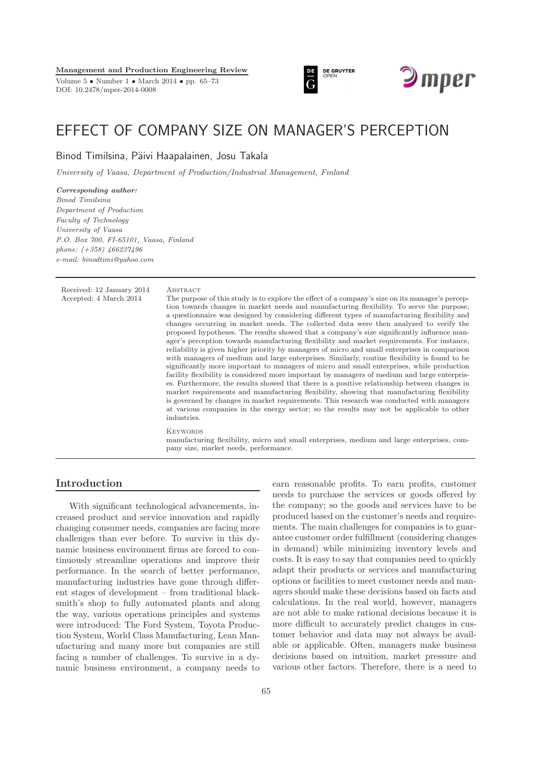# EFFECT OF COMPANY SIZE ON MANAGER'S PERCEPTION

Binod Timilsina, Päivi Haapalainen, Josu Takala

*University of Vaasa, Department of Production/Industrial Management, Finland*

***Corresponding author:***
*Binod Timilsina*
*Department of Production*
*Faculty of Technology*
*University of Vaasa*
*P.O. Box 700, FI-65101, Vaasa, Finland*
*phone: (+358) 466237496*
*e-mail: binodtimi@yahoo.com*

Received: 12 January 2014
Accepted: 4 March 2014

**Abstract**

The purpose of this study is to explore the effect of a company's size on its manager's perception towards changes in market needs and manufacturing flexibility. To serve the purpose, a questionnaire was designed by considering different types of manufacturing flexibility and changes occurring in market needs. The collected data were then analyzed to verify the proposed hypotheses. The results showed that a company's size significantly influence manager's perception towards manufacturing flexibility and market requirements. For instance, reliability is given higher priority by managers of micro and small enterprises in comparison with managers of medium and large enterprises. Similarly, routine flexibility is found to be significantly more important to managers of micro and small enterprises, while production facility flexibility is considered more important by managers of medium and large enterprises. Furthermore, the results showed that there is a positive relationship between changes in market requirements and manufacturing flexibility, showing that manufacturing flexibility is governed by changes in market requirements. This research was conducted with managers at various companies in the energy sector; so the results may not be applicable to other industries.

**Keywords**

manufacturing flexibility, micro and small enterprises, medium and large enterprises, company size, market needs, performance.

## Introduction

With significant technological advancements, increased product and service innovation and rapidly changing consumer needs, companies are facing more challenges than ever before. To survive in this dynamic business environment firms are forced to continuously streamline operations and improve their performance. In the search of better performance, manufacturing industries have gone through different stages of development – from traditional blacksmith's shop to fully automated plants and along the way, various operations principles and systems were introduced: The Ford System, Toyota Production System, World Class Manufacturing, Lean Manufacturing and many more but companies are still facing a number of challenges. To survive in a dynamic business environment, a company needs to earn reasonable profits. To earn profits, customer needs to purchase the services or goods offered by the company; so the goods and services have to be produced based on the customer's needs and requirements. The main challenges for companies is to guarantee customer order fulfillment (considering changes in demand) while minimizing inventory levels and costs. It is easy to say that companies need to quickly adapt their products or services and manufacturing options or facilities to meet customer needs and managers should make these decisions based on facts and calculations. In the real world, however, managers are not able to make rational decisions because it is more difficult to accurately predict changes in customer behavior and data may not always be available or applicable. Often, managers make business decisions based on intuition, market pressure and various other factors. Therefore, there is a need to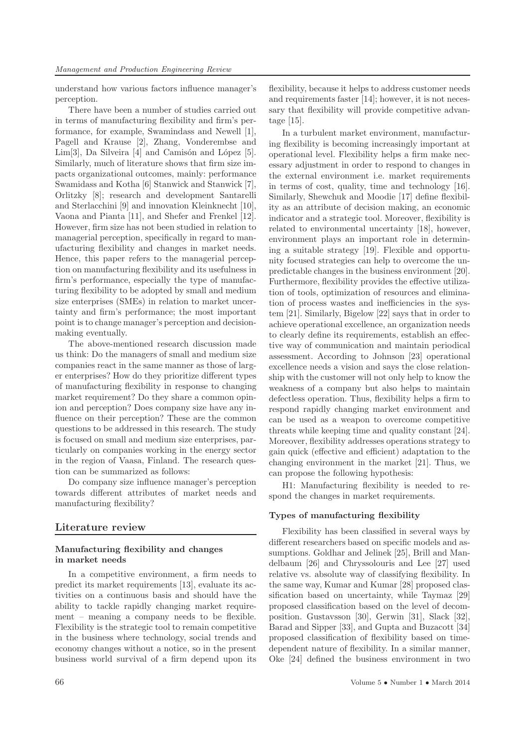understand how various factors influence manager's perception.

There have been a number of studies carried out in terms of manufacturing flexibility and firm's performance, for example, Swamindass and Newell [1], Pagell and Krause [2], Zhang, Vonderembse and Lim[3], Da Silveira [4] and Camisón and López [5]. Similarly, much of literature shows that firm size impacts organizational outcomes, mainly: performance Swamidass and Kotha [6] Stanwick and Stanwick [7], Orlitzky [8]; research and development Santarelli and Sterlacchini [9] and innovation Kleinknecht [10], Vaona and Pianta [11], and Shefer and Frenkel [12]. However, firm size has not been studied in relation to managerial perception, specifically in regard to manufacturing flexibility and changes in market needs. Hence, this paper refers to the managerial perception on manufacturing flexibility and its usefulness in firm's performance, especially the type of manufacturing flexibility to be adopted by small and medium size enterprises (SMEs) in relation to market uncertainty and firm's performance; the most important point is to change manager's perception and decision-making eventually.

The above-mentioned research discussion made us think: Do the managers of small and medium size companies react in the same manner as those of larger enterprises? How do they prioritize different types of manufacturing flexibility in response to changing market requirement? Do they share a common opinion and perception? Does company size have any influence on their perception? These are the common questions to be addressed in this research. The study is focused on small and medium size enterprises, particularly on companies working in the energy sector in the region of Vaasa, Finland. The research question can be summarized as follows:

Do company size influence manager's perception towards different attributes of market needs and manufacturing flexibility?

## Literature review

### Manufacturing flexibility and changes in market needs

In a competitive environment, a firm needs to predict its market requirements [13], evaluate its activities on a continuous basis and should have the ability to tackle rapidly changing market requirement – meaning a company needs to be flexible. Flexibility is the strategic tool to remain competitive in the business where technology, social trends and economy changes without a notice, so in the present business world survival of a firm depend upon its flexibility, because it helps to address customer needs and requirements faster [14]; however, it is not necessary that flexibility will provide competitive advantage [15].

In a turbulent market environment, manufacturing flexibility is becoming increasingly important at operational level. Flexibility helps a firm make necessary adjustment in order to respond to changes in the external environment i.e. market requirements in terms of cost, quality, time and technology [16]. Similarly, Shewchuk and Moodie [17] define flexibility as an attribute of decision making, an economic indicator and a strategic tool. Moreover, flexibility is related to environmental uncertainty [18], however, environment plays an important role in determining a suitable strategy [19]. Flexible and opportunity focused strategies can help to overcome the unpredictable changes in the business environment [20]. Furthermore, flexibility provides the effective utilization of tools, optimization of resources and elimination of process wastes and inefficiencies in the system [21]. Similarly, Bigelow [22] says that in order to achieve operational excellence, an organization needs to clearly define its requirements, establish an effective way of communication and maintain periodical assessment. According to Johnson [23] operational excellence needs a vision and says the close relationship with the customer will not only help to know the weakness of a company but also helps to maintain defectless operation. Thus, flexibility helps a firm to respond rapidly changing market environment and can be used as a weapon to overcome competitive threats while keeping time and quality constant [24]. Moreover, flexibility addresses operations strategy to gain quick (effective and efficient) adaptation to the changing environment in the market [21]. Thus, we can propose the following hypothesis:

H1: Manufacturing flexibility is needed to respond the changes in market requirements.

### Types of manufacturing flexibility

Flexibility has been classified in several ways by different researchers based on specific models and assumptions. Goldhar and Jelinek [25], Brill and Mandelbaum [26] and Chryssolouris and Lee [27] used relative vs. absolute way of classifying flexibility. In the same way, Kumar and Kumar [28] proposed classification based on uncertainty, while Taymaz [29] proposed classification based on the level of decomposition. Gustavsson [30], Gerwin [31], Slack [32], Barad and Sipper [33], and Gupta and Buzacott [34] proposed classification of flexibility based on time-dependent nature of flexibility. In a similar manner, Oke [24] defined the business environment in two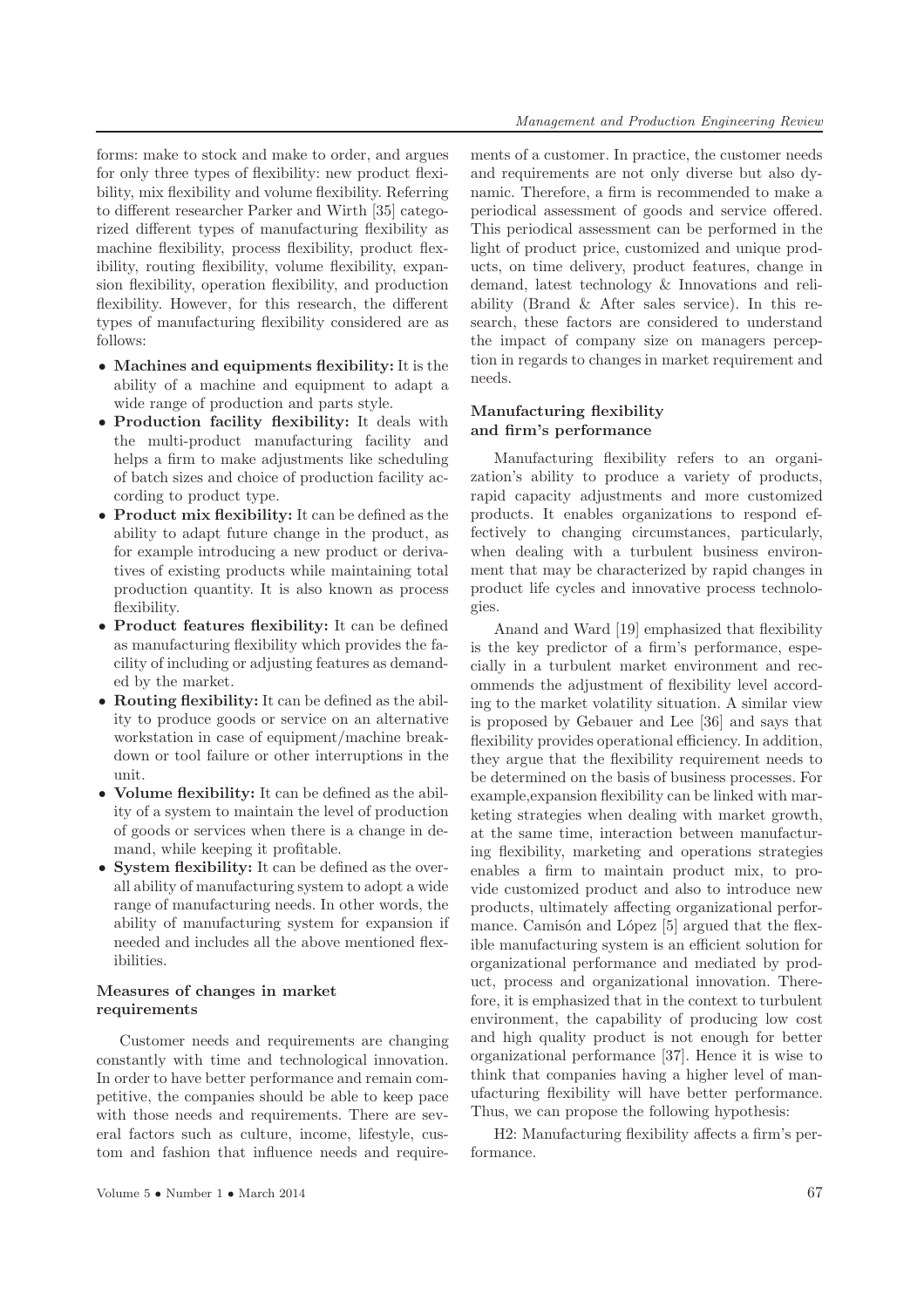forms: make to stock and make to order, and argues for only three types of flexibility: new product flexibility, mix flexibility and volume flexibility. Referring to different researcher Parker and Wirth [35] categorized different types of manufacturing flexibility as machine flexibility, process flexibility, product flexibility, routing flexibility, volume flexibility, expansion flexibility, operation flexibility, and production flexibility. However, for this research, the different types of manufacturing flexibility considered are as follows:

- **Machines and equipments flexibility:** It is the ability of a machine and equipment to adapt a wide range of production and parts style.
- **Production facility flexibility:** It deals with the multi-product manufacturing facility and helps a firm to make adjustments like scheduling of batch sizes and choice of production facility according to product type.
- **Product mix flexibility:** It can be defined as the ability to adapt future change in the product, as for example introducing a new product or derivatives of existing products while maintaining total production quantity. It is also known as process flexibility.
- **Product features flexibility:** It can be defined as manufacturing flexibility which provides the facility of including or adjusting features as demanded by the market.
- **Routing flexibility:** It can be defined as the ability to produce goods or service on an alternative workstation in case of equipment/machine breakdown or tool failure or other interruptions in the unit.
- **Volume flexibility:** It can be defined as the ability of a system to maintain the level of production of goods or services when there is a change in demand, while keeping it profitable.
- **System flexibility:** It can be defined as the overall ability of manufacturing system to adopt a wide range of manufacturing needs. In other words, the ability of manufacturing system for expansion if needed and includes all the above mentioned flexibilities.

### Measures of changes in market requirements

Customer needs and requirements are changing constantly with time and technological innovation. In order to have better performance and remain competitive, the companies should be able to keep pace with those needs and requirements. There are several factors such as culture, income, lifestyle, custom and fashion that influence needs and requirements of a customer. In practice, the customer needs and requirements are not only diverse but also dynamic. Therefore, a firm is recommended to make a periodical assessment of goods and service offered. This periodical assessment can be performed in the light of product price, customized and unique products, on time delivery, product features, change in demand, latest technology & Innovations and reliability (Brand & After sales service). In this research, these factors are considered to understand the impact of company size on managers perception in regards to changes in market requirement and needs.

### Manufacturing flexibility and firm's performance

Manufacturing flexibility refers to an organization's ability to produce a variety of products, rapid capacity adjustments and more customized products. It enables organizations to respond effectively to changing circumstances, particularly, when dealing with a turbulent business environment that may be characterized by rapid changes in product life cycles and innovative process technologies.

Anand and Ward [19] emphasized that flexibility is the key predictor of a firm's performance, especially in a turbulent market environment and recommends the adjustment of flexibility level according to the market volatility situation. A similar view is proposed by Gebauer and Lee [36] and says that flexibility provides operational efficiency. In addition, they argue that the flexibility requirement needs to be determined on the basis of business processes. For example,expansion flexibility can be linked with marketing strategies when dealing with market growth, at the same time, interaction between manufacturing flexibility, marketing and operations strategies enables a firm to maintain product mix, to provide customized product and also to introduce new products, ultimately affecting organizational performance. Camisón and López [5] argued that the flexible manufacturing system is an efficient solution for organizational performance and mediated by product, process and organizational innovation. Therefore, it is emphasized that in the context to turbulent environment, the capability of producing low cost and high quality product is not enough for better organizational performance [37]. Hence it is wise to think that companies having a higher level of manufacturing flexibility will have better performance. Thus, we can propose the following hypothesis:

H2: Manufacturing flexibility affects a firm's performance.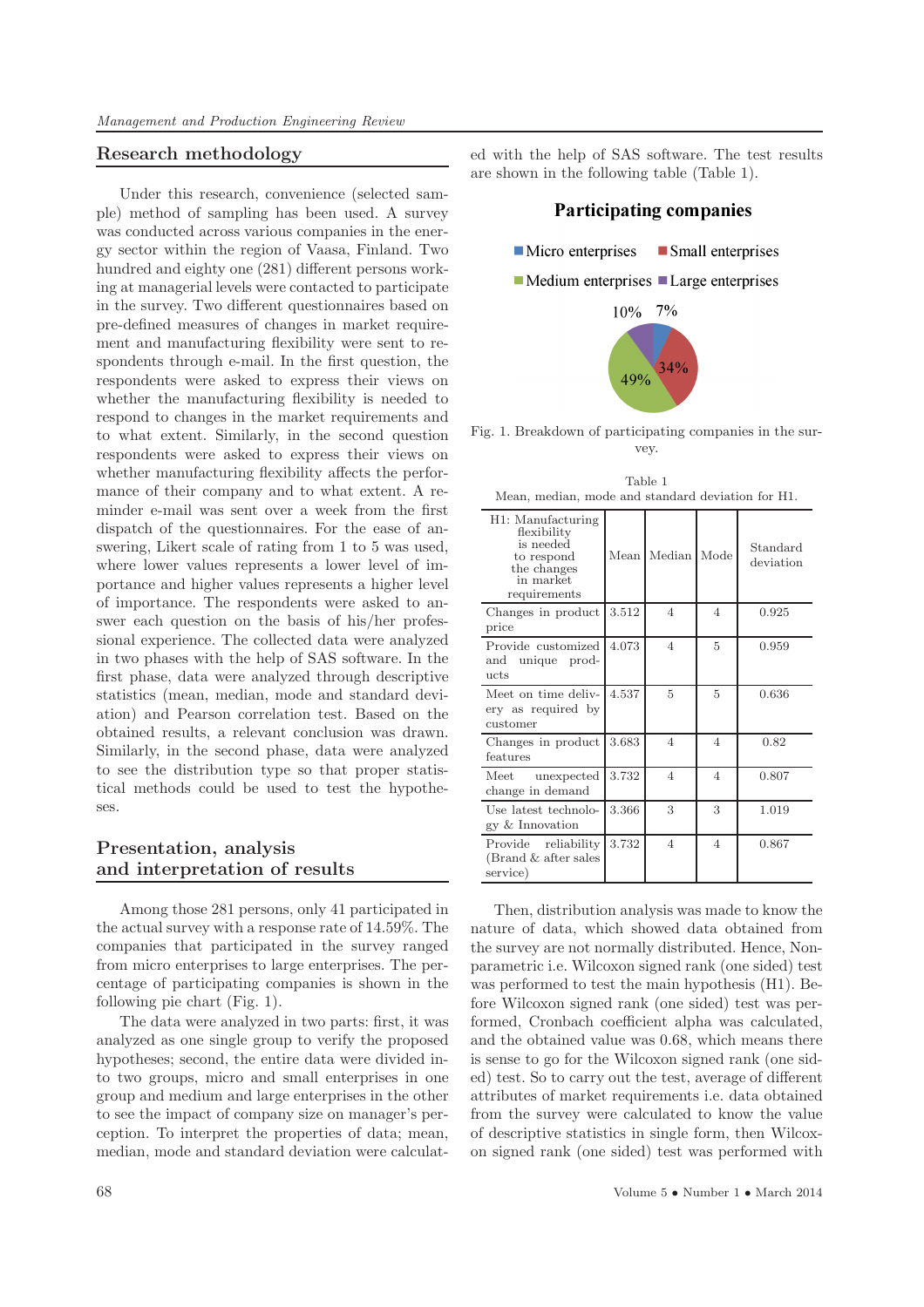## Research methodology

Under this research, convenience (selected sample) method of sampling has been used. A survey was conducted across various companies in the energy sector within the region of Vaasa, Finland. Two hundred and eighty one (281) different persons working at managerial levels were contacted to participate in the survey. Two different questionnaires based on pre-defined measures of changes in market requirement and manufacturing flexibility were sent to respondents through e-mail. In the first question, the respondents were asked to express their views on whether the manufacturing flexibility is needed to respond to changes in the market requirements and to what extent. Similarly, in the second question respondents were asked to express their views on whether manufacturing flexibility affects the performance of their company and to what extent. A reminder e-mail was sent over a week from the first dispatch of the questionnaires. For the ease of answering, Likert scale of rating from 1 to 5 was used, where lower values represents a lower level of importance and higher values represents a higher level of importance. The respondents were asked to answer each question on the basis of his/her professional experience. The collected data were analyzed in two phases with the help of SAS software. In the first phase, data were analyzed through descriptive statistics (mean, median, mode and standard deviation) and Pearson correlation test. Based on the obtained results, a relevant conclusion was drawn. Similarly, in the second phase, data were analyzed to see the distribution type so that proper statistical methods could be used to test the hypotheses.

## Presentation, analysis and interpretation of results

Among those 281 persons, only 41 participated in the actual survey with a response rate of 14.59%. The companies that participated in the survey ranged from micro enterprises to large enterprises. The percentage of participating companies is shown in the following pie chart (Fig. 1).

The data were analyzed in two parts: first, it was analyzed as one single group to verify the proposed hypotheses; second, the entire data were divided into two groups, micro and small enterprises in one group and medium and large enterprises in the other to see the impact of company size on manager's perception. To interpret the properties of data; mean, median, mode and standard deviation were calculated with the help of SAS software. The test results are shown in the following table (Table 1).

**Participating companies**

Micro enterprises: 7%; Small enterprises: 34%; Medium enterprises: 49%; Large enterprises: 10%

Fig. 1. Breakdown of participating companies in the survey.

Table 1
Mean, median, mode and standard deviation for H1.

| H1: Manufacturing flexibility is needed to respond the changes in market requirements | Mean | Median | Mode | Standard deviation |
|---|---|---|---|---|
| Changes in product price | 3.512 | 4 | 4 | 0.925 |
| Provide customized and unique products | 4.073 | 4 | 5 | 0.959 |
| Meet on time delivery as required by customer | 4.537 | 5 | 5 | 0.636 |
| Changes in product features | 3.683 | 4 | 4 | 0.82 |
| Meet unexpected change in demand | 3.732 | 4 | 4 | 0.807 |
| Use latest technology & Innovation | 3.366 | 3 | 3 | 1.019 |
| Provide reliability (Brand & after sales service) | 3.732 | 4 | 4 | 0.867 |

Then, distribution analysis was made to know the nature of data, which showed data obtained from the survey are not normally distributed. Hence, Non-parametric i.e. Wilcoxon signed rank (one sided) test was performed to test the main hypothesis (H1). Before Wilcoxon signed rank (one sided) test was performed, Cronbach coefficient alpha was calculated, and the obtained value was 0.68, which means there is sense to go for the Wilcoxon signed rank (one sided) test. So to carry out the test, average of different attributes of market requirements i.e. data obtained from the survey were calculated to know the value of descriptive statistics in single form, then Wilcoxon signed rank (one sided) test was performed with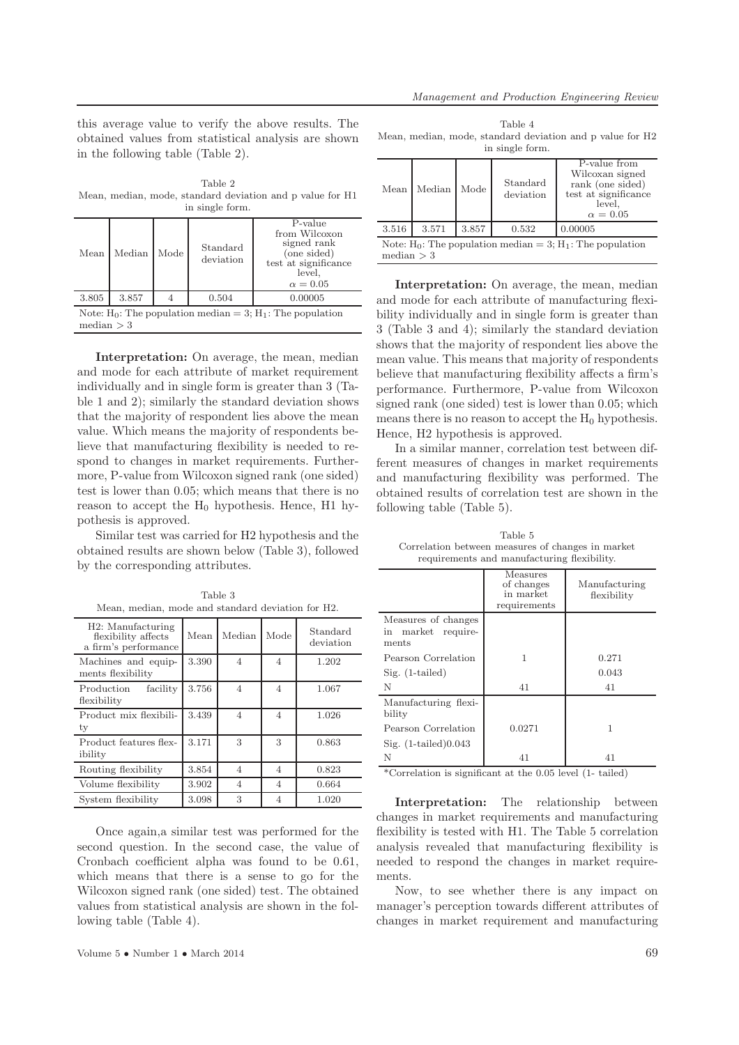this average value to verify the above results. The obtained values from statistical analysis are shown in the following table (Table 2).

Table 2
Mean, median, mode, standard deviation and p value for H1 in single form.

| Mean | Median | Mode | Standard deviation | P-value from Wilcoxon signed rank (one sided) test at significance level, $\alpha = 0.05$ |
|---|---|---|---|---|
| 3.805 | 3.857 | 4 | 0.504 | 0.00005 |

Note: $H_0$: The population median = 3; $H_1$: The population median > 3

**Interpretation:** On average, the mean, median and mode for each attribute of market requirement individually and in single form is greater than 3 (Table 1 and 2); similarly the standard deviation shows that the majority of respondent lies above the mean value. Which means the majority of respondents believe that manufacturing flexibility is needed to respond to changes in market requirements. Furthermore, P-value from Wilcoxon signed rank (one sided) test is lower than 0.05; which means that there is no reason to accept the $H_0$ hypothesis. Hence, H1 hypothesis is approved.

Similar test was carried for H2 hypothesis and the obtained results are shown below (Table 3), followed by the corresponding attributes.

Table 3
Mean, median, mode and standard deviation for H2.

| H2: Manufacturing flexibility affects a firm's performance | Mean | Median | Mode | Standard deviation |
|---|---|---|---|---|
| Machines and equipments flexibility | 3.390 | 4 | 4 | 1.202 |
| Production facility flexibility | 3.756 | 4 | 4 | 1.067 |
| Product mix flexibility | 3.439 | 4 | 4 | 1.026 |
| Product features flexibility | 3.171 | 3 | 3 | 0.863 |
| Routing flexibility | 3.854 | 4 | 4 | 0.823 |
| Volume flexibility | 3.902 | 4 | 4 | 0.664 |
| System flexibility | 3.098 | 3 | 4 | 1.020 |

Once again,a similar test was performed for the second question. In the second case, the value of Cronbach coefficient alpha was found to be 0.61, which means that there is a sense to go for the Wilcoxon signed rank (one sided) test. The obtained values from statistical analysis are shown in the following table (Table 4).

Table 4
Mean, median, mode, standard deviation and p value for H2 in single form.

| Mean | Median | Mode | Standard deviation | P-value from Wilcoxan signed rank (one sided) test at significance level, $\alpha = 0.05$ |
|---|---|---|---|---|
| 3.516 | 3.571 | 3.857 | 0.532 | 0.00005 |

Note: $H_0$: The population median = 3; $H_1$: The population median > 3

**Interpretation:** On average, the mean, median and mode for each attribute of manufacturing flexibility individually and in single form is greater than 3 (Table 3 and 4); similarly the standard deviation shows that the majority of respondent lies above the mean value. This means that majority of respondents believe that manufacturing flexibility affects a firm's performance. Furthermore, P-value from Wilcoxon signed rank (one sided) test is lower than 0.05; which means there is no reason to accept the $H_0$ hypothesis. Hence, H2 hypothesis is approved.

In a similar manner, correlation test between different measures of changes in market requirements and manufacturing flexibility was performed. The obtained results of correlation test are shown in the following table (Table 5).

Table 5
Correlation between measures of changes in market requirements and manufacturing flexibility.

| | Measures of changes in market requirements | Manufacturing flexibility |
|---|---|---|
| Measures of changes in market requirements | | |
| Pearson Correlation | 1 | 0.271 |
| Sig. (1-tailed) | | 0.043 |
| N | 41 | 41 |
| Manufacturing flexibility | | |
| Pearson Correlation | 0.0271 | 1 |
| Sig. (1-tailed)0.043 | | |
| N | 41 | 41 |

*Correlation is significant at the 0.05 level (1- tailed)

**Interpretation:** The relationship between changes in market requirements and manufacturing flexibility is tested with H1. The Table 5 correlation analysis revealed that manufacturing flexibility is needed to respond the changes in market requirements.

Now, to see whether there is any impact on manager's perception towards different attributes of changes in market requirement and manufacturing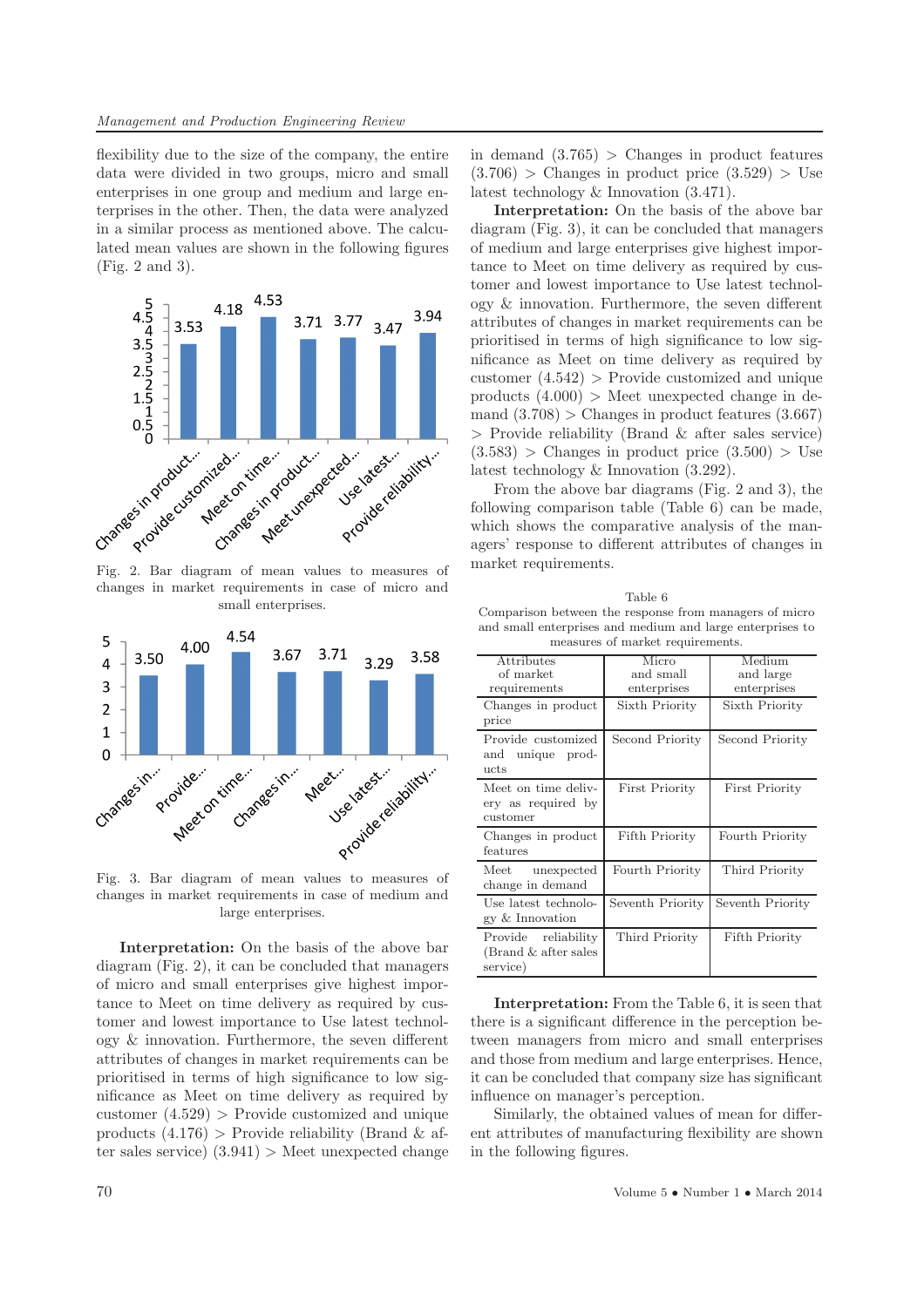flexibility due to the size of the company, the entire data were divided in two groups, micro and small enterprises in one group and medium and large enterprises in the other. Then, the data were analyzed in a similar process as mentioned above. The calculated mean values are shown in the following figures (Fig. 2 and 3).

Fig. 2. Bar diagram of mean values to measures of changes in market requirements in case of micro and small enterprises.

Fig. 3. Bar diagram of mean values to measures of changes in market requirements in case of medium and large enterprises.

**Interpretation:** On the basis of the above bar diagram (Fig. 2), it can be concluded that managers of micro and small enterprises give highest importance to Meet on time delivery as required by customer and lowest importance to Use latest technology & innovation. Furthermore, the seven different attributes of changes in market requirements can be prioritised in terms of high significance to low significance as Meet on time delivery as required by customer (4.529) > Provide customized and unique products (4.176) > Provide reliability (Brand & after sales service) (3.941) > Meet unexpected change in demand (3.765) > Changes in product features (3.706) > Changes in product price (3.529) > Use latest technology & Innovation (3.471).

**Interpretation:** On the basis of the above bar diagram (Fig. 3), it can be concluded that managers of medium and large enterprises give highest importance to Meet on time delivery as required by customer and lowest importance to Use latest technology & innovation. Furthermore, the seven different attributes of changes in market requirements can be prioritised in terms of high significance to low significance as Meet on time delivery as required by customer (4.542) > Provide customized and unique products (4.000) > Meet unexpected change in demand (3.708) > Changes in product features (3.667) > Provide reliability (Brand & after sales service) (3.583) > Changes in product price (3.500) > Use latest technology & Innovation (3.292).

From the above bar diagrams (Fig. 2 and 3), the following comparison table (Table 6) can be made, which shows the comparative analysis of the managers' response to different attributes of changes in market requirements.

Table 6
Comparison between the response from managers of micro and small enterprises and medium and large enterprises to measures of market requirements.

| Attributes of market requirements | Micro and small enterprises | Medium and large enterprises |
|---|---|---|
| Changes in product price | Sixth Priority | Sixth Priority |
| Provide customized and unique products | Second Priority | Second Priority |
| Meet on time delivery as required by customer | First Priority | First Priority |
| Changes in product features | Fifth Priority | Fourth Priority |
| Meet unexpected change in demand | Fourth Priority | Third Priority |
| Use latest technology & Innovation | Seventh Priority | Seventh Priority |
| Provide reliability (Brand & after sales service) | Third Priority | Fifth Priority |

**Interpretation:** From the Table 6, it is seen that there is a significant difference in the perception between managers from micro and small enterprises and those from medium and large enterprises. Hence, it can be concluded that company size has significant influence on manager's perception.

Similarly, the obtained values of mean for different attributes of manufacturing flexibility are shown in the following figures.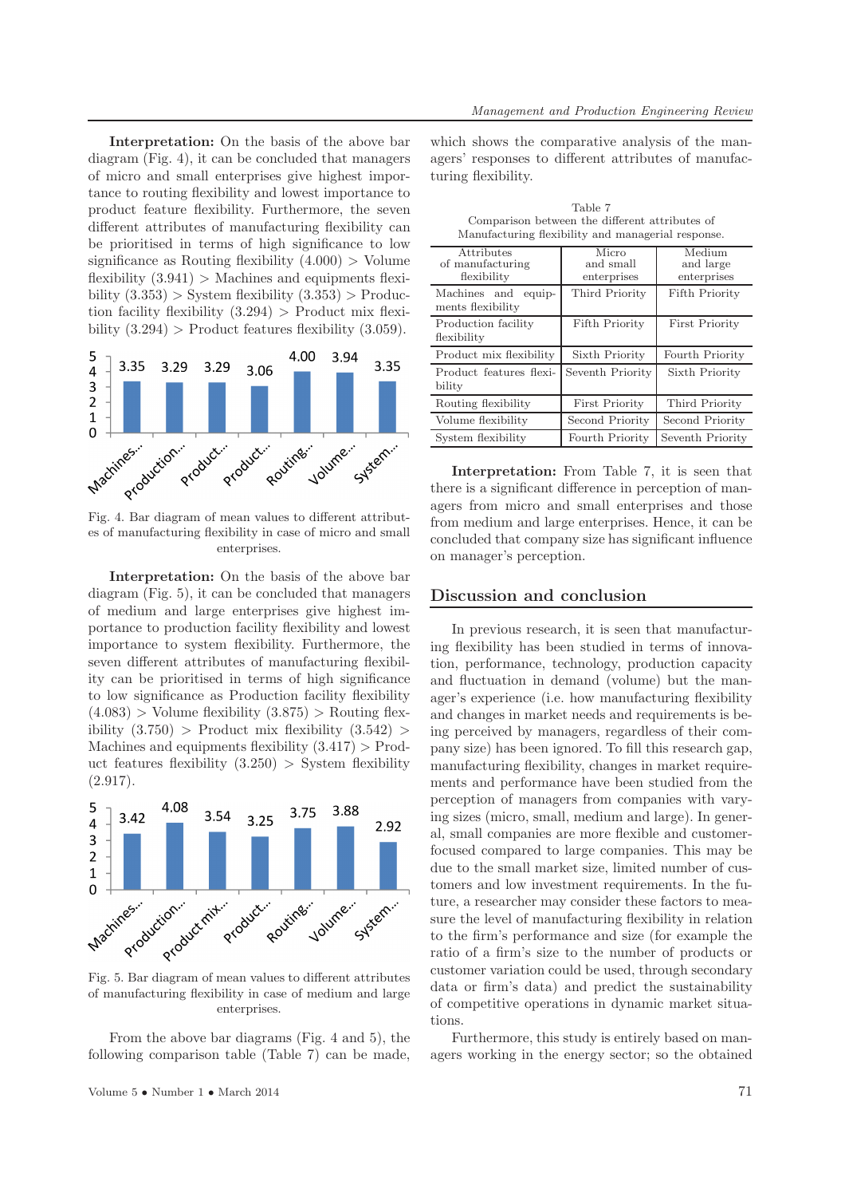**Interpretation:** On the basis of the above bar diagram (Fig. 4), it can be concluded that managers of micro and small enterprises give highest importance to routing flexibility and lowest importance to product feature flexibility. Furthermore, the seven different attributes of manufacturing flexibility can be prioritised in terms of high significance to low significance as Routing flexibility (4.000) > Volume flexibility (3.941) > Machines and equipments flexibility (3.353) > System flexibility (3.353) > Production facility flexibility (3.294) > Product mix flexibility (3.294) > Product features flexibility (3.059).

Fig. 4. Bar diagram of mean values to different attributes of manufacturing flexibility in case of micro and small enterprises.

**Interpretation:** On the basis of the above bar diagram (Fig. 5), it can be concluded that managers of medium and large enterprises give highest importance to production facility flexibility and lowest importance to system flexibility. Furthermore, the seven different attributes of manufacturing flexibility can be prioritised in terms of high significance to low significance as Production facility flexibility (4.083) > Volume flexibility (3.875) > Routing flexibility (3.750) > Product mix flexibility (3.542) > Machines and equipments flexibility (3.417) > Product features flexibility (3.250) > System flexibility (2.917).

Fig. 5. Bar diagram of mean values to different attributes of manufacturing flexibility in case of medium and large enterprises.

From the above bar diagrams (Fig. 4 and 5), the following comparison table (Table 7) can be made, which shows the comparative analysis of the managers' responses to different attributes of manufacturing flexibility.

Table 7
Comparison between the different attributes of Manufacturing flexibility and managerial response.

| Attributes of manufacturing flexibility | Micro and small enterprises | Medium and large enterprises |
|---|---|---|
| Machines and equipments flexibility | Third Priority | Fifth Priority |
| Production facility flexibility | Fifth Priority | First Priority |
| Product mix flexibility | Sixth Priority | Fourth Priority |
| Product features flexibility | Seventh Priority | Sixth Priority |
| Routing flexibility | First Priority | Third Priority |
| Volume flexibility | Second Priority | Second Priority |
| System flexibility | Fourth Priority | Seventh Priority |

**Interpretation:** From Table 7, it is seen that there is a significant difference in perception of managers from micro and small enterprises and those from medium and large enterprises. Hence, it can be concluded that company size has significant influence on manager's perception.

## Discussion and conclusion

In previous research, it is seen that manufacturing flexibility has been studied in terms of innovation, performance, technology, production capacity and fluctuation in demand (volume) but the manager's experience (i.e. how manufacturing flexibility and changes in market needs and requirements is being perceived by managers, regardless of their company size) has been ignored. To fill this research gap, manufacturing flexibility, changes in market requirements and performance have been studied from the perception of managers from companies with varying sizes (micro, small, medium and large). In general, small companies are more flexible and customer-focused compared to large companies. This may be due to the small market size, limited number of customers and low investment requirements. In the future, a researcher may consider these factors to measure the level of manufacturing flexibility in relation to the firm's performance and size (for example the ratio of a firm's size to the number of products or customer variation could be used, through secondary data or firm's data) and predict the sustainability of competitive operations in dynamic market situations.

Furthermore, this study is entirely based on managers working in the energy sector; so the obtained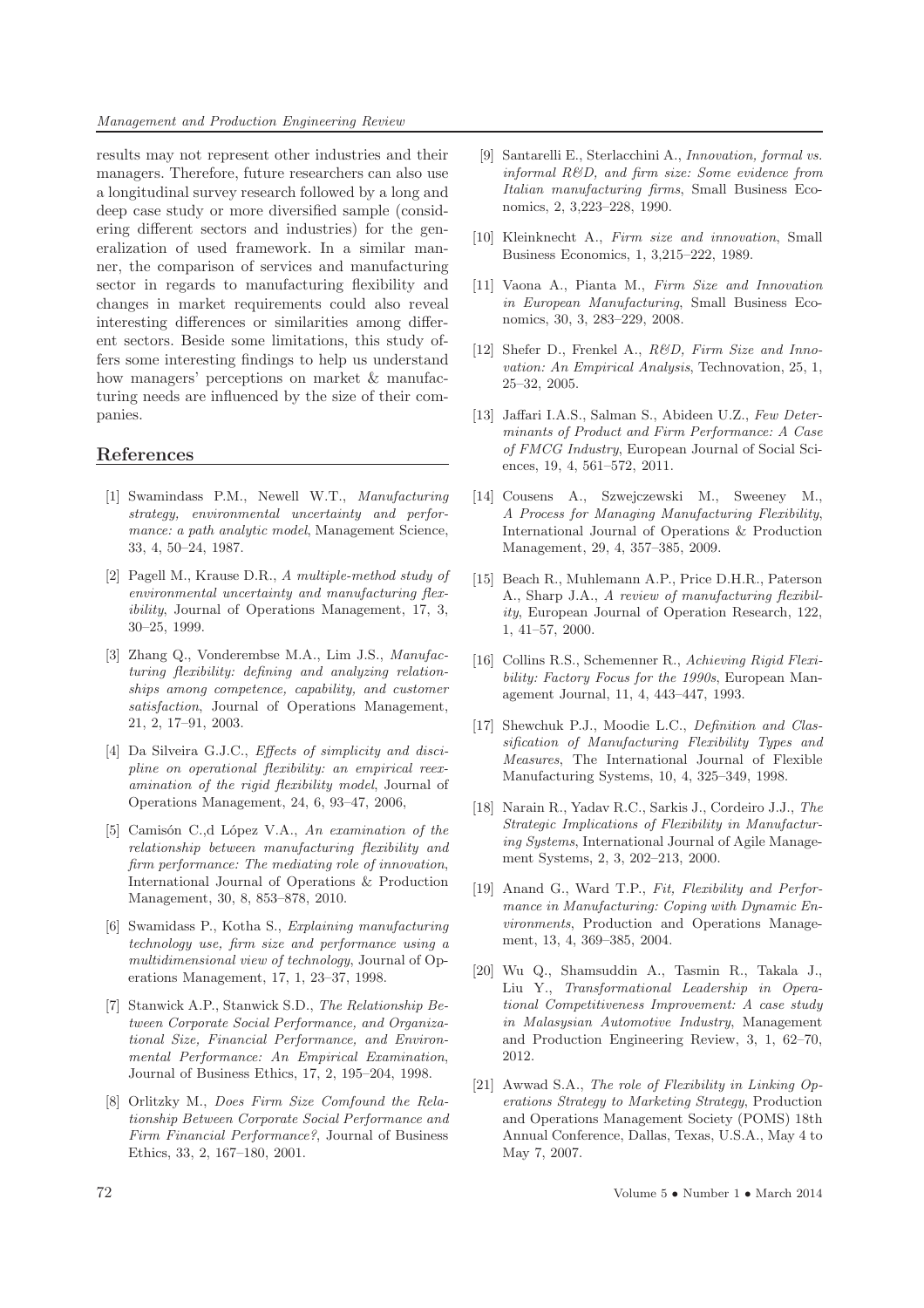results may not represent other industries and their managers. Therefore, future researchers can also use a longitudinal survey research followed by a long and deep case study or more diversified sample (considering different sectors and industries) for the generalization of used framework. In a similar manner, the comparison of services and manufacturing sector in regards to manufacturing flexibility and changes in market requirements could also reveal interesting differences or similarities among different sectors. Beside some limitations, this study offers some interesting findings to help us understand how managers' perceptions on market & manufacturing needs are influenced by the size of their companies.

## References

[1] Swamindass P.M., Newell W.T., *Manufacturing strategy, environmental uncertainty and performance: a path analytic model*, Management Science, 33, 4, 50–24, 1987.

[2] Pagell M., Krause D.R., *A multiple-method study of environmental uncertainty and manufacturing flexibility*, Journal of Operations Management, 17, 3, 30–25, 1999.

[3] Zhang Q., Vonderembse M.A., Lim J.S., *Manufacturing flexibility: defining and analyzing relationships among competence, capability, and customer satisfaction*, Journal of Operations Management, 21, 2, 17–91, 2003.

[4] Da Silveira G.J.C., *Effects of simplicity and discipline on operational flexibility: an empirical reexamination of the rigid flexibility model*, Journal of Operations Management, 24, 6, 93–47, 2006,

[5] Camisón C.,d López V.A., *An examination of the relationship between manufacturing flexibility and firm performance: The mediating role of innovation*, International Journal of Operations & Production Management, 30, 8, 853–878, 2010.

[6] Swamidass P., Kotha S., *Explaining manufacturing technology use, firm size and performance using a multidimensional view of technology*, Journal of Operations Management, 17, 1, 23–37, 1998.

[7] Stanwick A.P., Stanwick S.D., *The Relationship Between Corporate Social Performance, and Organizational Size, Financial Performance, and Environmental Performance: An Empirical Examination*, Journal of Business Ethics, 17, 2, 195–204, 1998.

[8] Orlitzky M., *Does Firm Size Comfound the Relationship Between Corporate Social Performance and Firm Financial Performance?*, Journal of Business Ethics, 33, 2, 167–180, 2001.

[9] Santarelli E., Sterlacchini A., *Innovation, formal vs. informal R&D, and firm size: Some evidence from Italian manufacturing firms*, Small Business Economics, 2, 3,223–228, 1990.

[10] Kleinknecht A., *Firm size and innovation*, Small Business Economics, 1, 3,215–222, 1989.

[11] Vaona A., Pianta M., *Firm Size and Innovation in European Manufacturing*, Small Business Economics, 30, 3, 283–229, 2008.

[12] Shefer D., Frenkel A., *R&D, Firm Size and Innovation: An Empirical Analysis*, Technovation, 25, 1, 25–32, 2005.

[13] Jaffari I.A.S., Salman S., Abideen U.Z., *Few Determinants of Product and Firm Performance: A Case of FMCG Industry*, European Journal of Social Sciences, 19, 4, 561–572, 2011.

[14] Cousens A., Szwejczewski M., Sweeney M., *A Process for Managing Manufacturing Flexibility*, International Journal of Operations & Production Management, 29, 4, 357–385, 2009.

[15] Beach R., Muhlemann A.P., Price D.H.R., Paterson A., Sharp J.A., *A review of manufacturing flexibility*, European Journal of Operation Research, 122, 1, 41–57, 2000.

[16] Collins R.S., Schemenner R., *Achieving Rigid Flexibility: Factory Focus for the 1990s*, European Management Journal, 11, 4, 443–447, 1993.

[17] Shewchuk P.J., Moodie L.C., *Definition and Classification of Manufacturing Flexibility Types and Measures*, The International Journal of Flexible Manufacturing Systems, 10, 4, 325–349, 1998.

[18] Narain R., Yadav R.C., Sarkis J., Cordeiro J.J., *The Strategic Implications of Flexibility in Manufacturing Systems*, International Journal of Agile Management Systems, 2, 3, 202–213, 2000.

[19] Anand G., Ward T.P., *Fit, Flexibility and Performance in Manufacturing: Coping with Dynamic Environments*, Production and Operations Management, 13, 4, 369–385, 2004.

[20] Wu Q., Shamsuddin A., Tasmin R., Takala J., Liu Y., *Transformational Leadership in Operational Competitiveness Improvement: A case study in Malasysian Automotive Industry*, Management and Production Engineering Review, 3, 1, 62–70, 2012.

[21] Awwad S.A., *The role of Flexibility in Linking Operations Strategy to Marketing Strategy*, Production and Operations Management Society (POMS) 18th Annual Conference, Dallas, Texas, U.S.A., May 4 to May 7, 2007.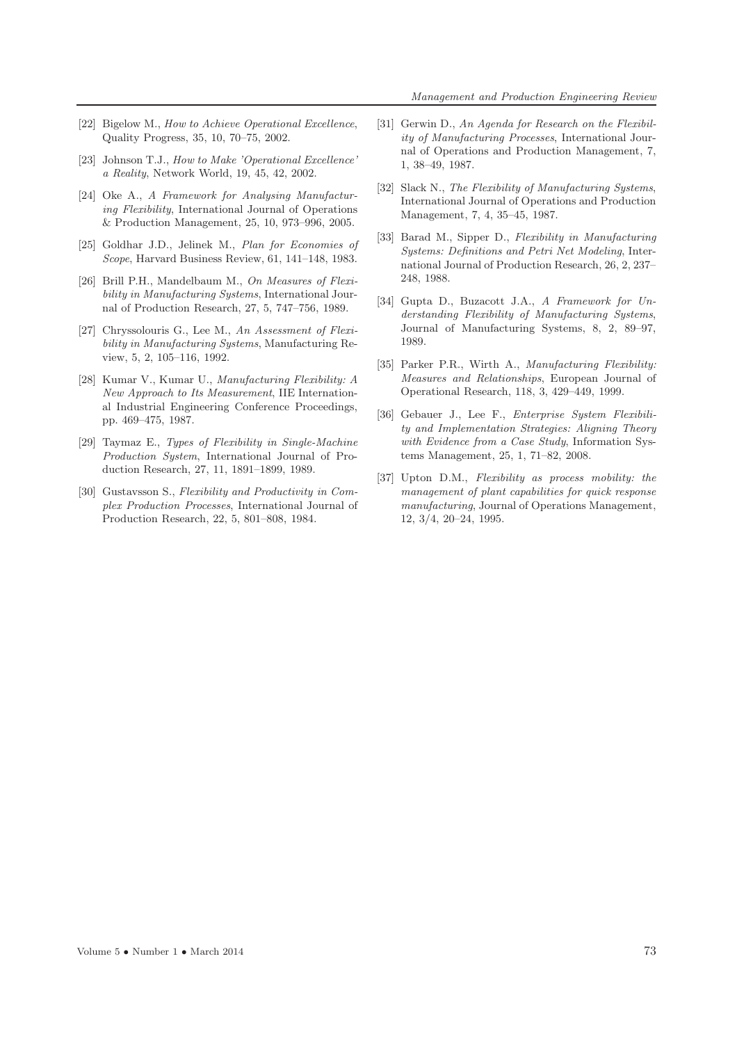[22] Bigelow M., *How to Achieve Operational Excellence*, Quality Progress, 35, 10, 70–75, 2002.

[23] Johnson T.J., *How to Make 'Operational Excellence' a Reality*, Network World, 19, 45, 42, 2002.

[24] Oke A., *A Framework for Analysing Manufacturing Flexibility*, International Journal of Operations & Production Management, 25, 10, 973–996, 2005.

[25] Goldhar J.D., Jelinek M., *Plan for Economies of Scope*, Harvard Business Review, 61, 141–148, 1983.

[26] Brill P.H., Mandelbaum M., *On Measures of Flexibility in Manufacturing Systems*, International Journal of Production Research, 27, 5, 747–756, 1989.

[27] Chryssolouris G., Lee M., *An Assessment of Flexibility in Manufacturing Systems*, Manufacturing Review, 5, 2, 105–116, 1992.

[28] Kumar V., Kumar U., *Manufacturing Flexibility: A New Approach to Its Measurement*, IIE International Industrial Engineering Conference Proceedings, pp. 469–475, 1987.

[29] Taymaz E., *Types of Flexibility in Single-Machine Production System*, International Journal of Production Research, 27, 11, 1891–1899, 1989.

[30] Gustavsson S., *Flexibility and Productivity in Complex Production Processes*, International Journal of Production Research, 22, 5, 801–808, 1984.

[31] Gerwin D., *An Agenda for Research on the Flexibility of Manufacturing Processes*, International Journal of Operations and Production Management, 7, 1, 38–49, 1987.

[32] Slack N., *The Flexibility of Manufacturing Systems*, International Journal of Operations and Production Management, 7, 4, 35–45, 1987.

[33] Barad M., Sipper D., *Flexibility in Manufacturing Systems: Definitions and Petri Net Modeling*, International Journal of Production Research, 26, 2, 237–248, 1988.

[34] Gupta D., Buzacott J.A., *A Framework for Understanding Flexibility of Manufacturing Systems*, Journal of Manufacturing Systems, 8, 2, 89–97, 1989.

[35] Parker P.R., Wirth A., *Manufacturing Flexibility: Measures and Relationships*, European Journal of Operational Research, 118, 3, 429–449, 1999.

[36] Gebauer J., Lee F., *Enterprise System Flexibility and Implementation Strategies: Aligning Theory with Evidence from a Case Study*, Information Systems Management, 25, 1, 71–82, 2008.

[37] Upton D.M., *Flexibility as process mobility: the management of plant capabilities for quick response manufacturing*, Journal of Operations Management, 12, 3/4, 20–24, 1995.